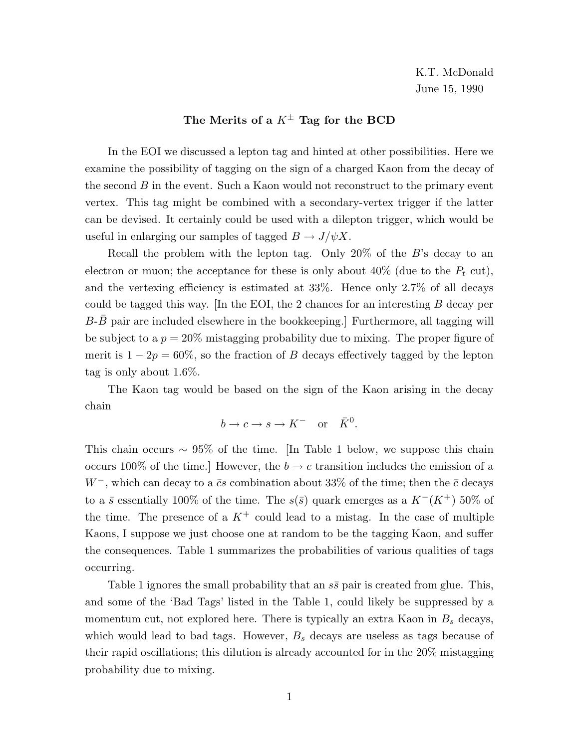K.T. McDonald
June 15, 1990

## The Merits of a $K^{\pm}$ Tag for the BCD

In the EOI we discussed a lepton tag and hinted at other possibilities. Here we examine the possibility of tagging on the sign of a charged Kaon from the decay of the second $B$ in the event. Such a Kaon would not reconstruct to the primary event vertex. This tag might be combined with a secondary-vertex trigger if the latter can be devised. It certainly could be used with a dilepton trigger, which would be useful in enlarging our samples of tagged $B \to J/\psi X$.

Recall the problem with the lepton tag. Only 20% of the $B$'s decay to an electron or muon; the acceptance for these is only about 40% (due to the $P_t$ cut), and the vertexing efficiency is estimated at 33%. Hence only 2.7% of all decays could be tagged this way. [In the EOI, the 2 chances for an interesting $B$ decay per $B$-$\bar{B}$ pair are included elsewhere in the bookkeeping.] Furthermore, all tagging will be subject to a $p = 20\%$ mistagging probability due to mixing. The proper figure of merit is $1 - 2p = 60\%$, so the fraction of $B$ decays effectively tagged by the lepton tag is only about 1.6%.

The Kaon tag would be based on the sign of the Kaon arising in the decay chain

$$b \to c \to s \to K^- \quad \text{or} \quad \bar{K}^0.$$

This chain occurs $\sim 95\%$ of the time. [In Table 1 below, we suppose this chain occurs 100% of the time.] However, the $b \to c$ transition includes the emission of a $W^-$, which can decay to a $\bar{c}s$ combination about 33% of the time; then the $\bar{c}$ decays to a $\bar{s}$ essentially 100% of the time. The $s(\bar{s})$ quark emerges as a $K^-(K^+)$ 50% of the time. The presence of a $K^+$ could lead to a mistag. In the case of multiple Kaons, I suppose we just choose one at random to be the tagging Kaon, and suffer the consequences. Table 1 summarizes the probabilities of various qualities of tags occurring.

Table 1 ignores the small probability that an $s\bar{s}$ pair is created from glue. This, and some of the 'Bad Tags' listed in the Table 1, could likely be suppressed by a momentum cut, not explored here. There is typically an extra Kaon in $B_s$ decays, which would lead to bad tags. However, $B_s$ decays are useless as tags because of their rapid oscillations; this dilution is already accounted for in the 20% mistagging probability due to mixing.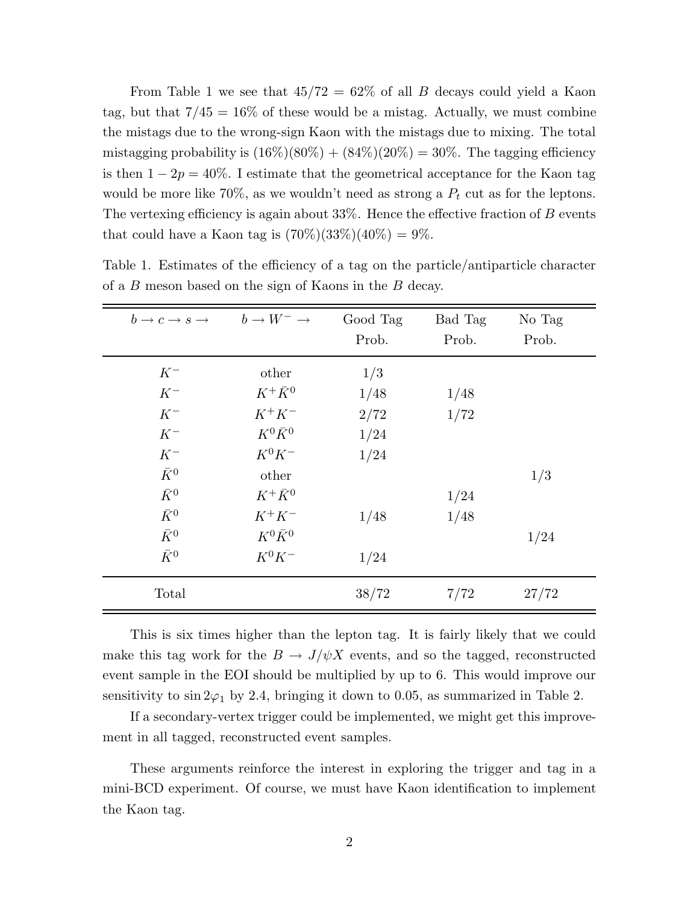From Table 1 we see that $45/72 = 62\%$ of all $B$ decays could yield a Kaon tag, but that $7/45 = 16\%$ of these would be a mistag. Actually, we must combine the mistags due to the wrong-sign Kaon with the mistags due to mixing. The total mistagging probability is $(16\%)(80\%) + (84\%)(20\%) = 30\%$. The tagging efficiency is then $1 - 2p = 40\%$. I estimate that the geometrical acceptance for the Kaon tag would be more like 70%, as we wouldn't need as strong a $P_t$ cut as for the leptons. The vertexing efficiency is again about 33%. Hence the effective fraction of $B$ events that could have a Kaon tag is $(70\%)(33\%)(40\%) = 9\%$.

Table 1. Estimates of the efficiency of a tag on the particle/antiparticle character of a $B$ meson based on the sign of Kaons in the $B$ decay.

| $b \to c \to s \to$ | $b \to W^- \to$ | Good Tag Prob. | Bad Tag Prob. | No Tag Prob. |
|---|---|---|---|---|
| $K^-$ | other | 1/3 | | |
| $K^-$ | $K^+\bar{K}^0$ | 1/48 | 1/48 | |
| $K^-$ | $K^+K^-$ | 2/72 | 1/72 | |
| $K^-$ | $K^0\bar{K}^0$ | 1/24 | | |
| $K^-$ | $K^0K^-$ | 1/24 | | |
| $\bar{K}^0$ | other | | | 1/3 |
| $\bar{K}^0$ | $K^+\bar{K}^0$ | | 1/24 | |
| $\bar{K}^0$ | $K^+K^-$ | 1/48 | 1/48 | |
| $\bar{K}^0$ | $K^0\bar{K}^0$ | | | 1/24 |
| $\bar{K}^0$ | $K^0K^-$ | 1/24 | | |
| Total | | 38/72 | 7/72 | 27/72 |

This is six times higher than the lepton tag. It is fairly likely that we could make this tag work for the $B \to J/\psi X$ events, and so the tagged, reconstructed event sample in the EOI should be multiplied by up to 6. This would improve our sensitivity to $\sin 2\varphi_1$ by 2.4, bringing it down to 0.05, as summarized in Table 2.

If a secondary-vertex trigger could be implemented, we might get this improvement in all tagged, reconstructed event samples.

These arguments reinforce the interest in exploring the trigger and tag in a mini-BCD experiment. Of course, we must have Kaon identification to implement the Kaon tag.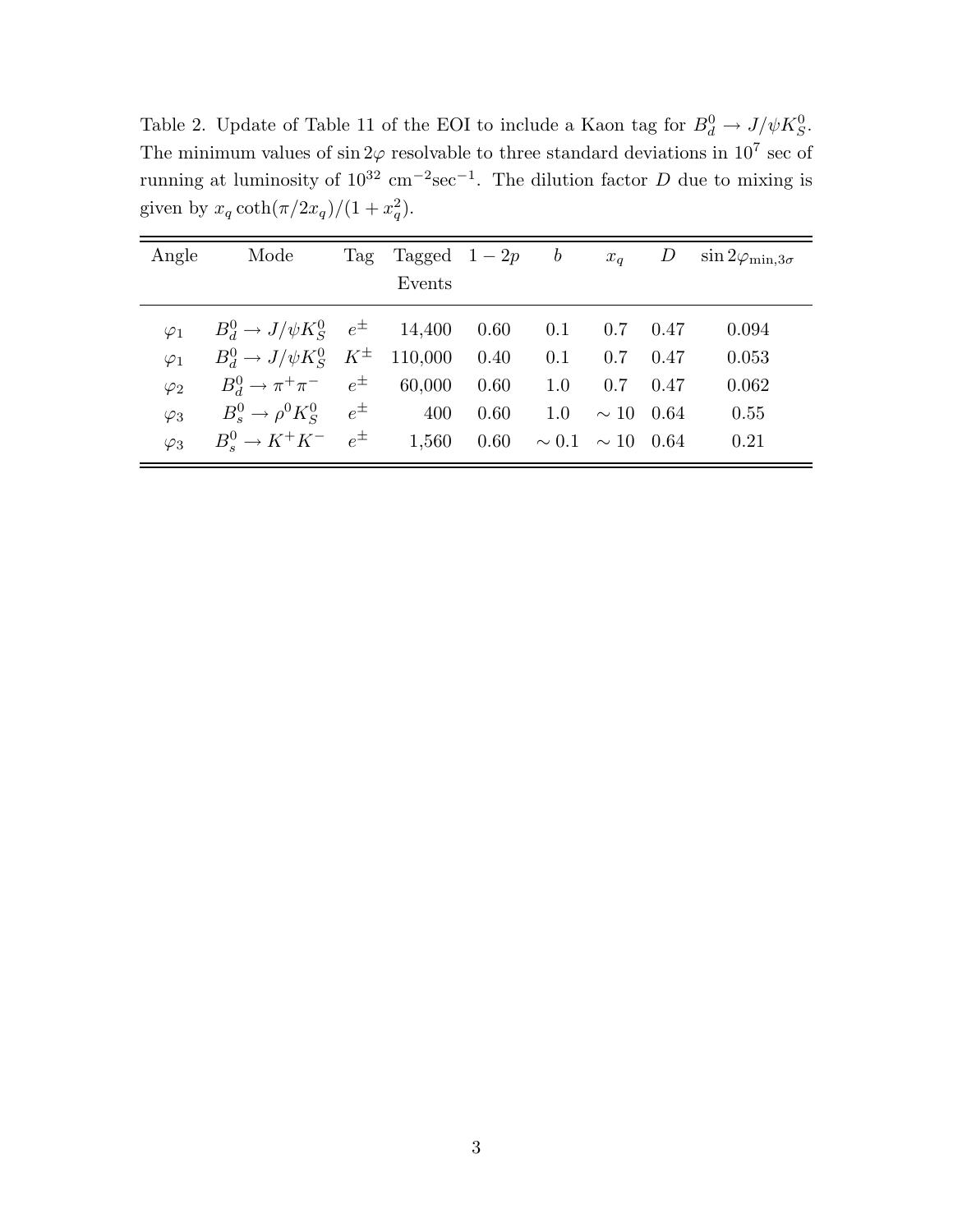Table 2. Update of Table 11 of the EOI to include a Kaon tag for $B_d^0 \to J/\psi K_S^0$. The minimum values of $\sin 2\varphi$ resolvable to three standard deviations in $10^7$ sec of running at luminosity of $10^{32}$ cm$^{-2}$sec$^{-1}$. The dilution factor $D$ due to mixing is given by $x_q \coth(\pi/2x_q)/(1+x_q^2)$.

| Angle | Mode | Tag | Tagged Events | $1-2p$ | $b$ | $x_q$ | $D$ | $\sin 2\varphi_{\min,3\sigma}$ |
|---|---|---|---|---|---|---|---|---|
| $\varphi_1$ | $B_d^0 \to J/\psi K_S^0$ | $e^\pm$ | 14,400 | 0.60 | 0.1 | 0.7 | 0.47 | 0.094 |
| $\varphi_1$ | $B_d^0 \to J/\psi K_S^0$ | $K^\pm$ | 110,000 | 0.40 | 0.1 | 0.7 | 0.47 | 0.053 |
| $\varphi_2$ | $B_d^0 \to \pi^+\pi^-$ | $e^\pm$ | 60,000 | 0.60 | 1.0 | 0.7 | 0.47 | 0.062 |
| $\varphi_3$ | $B_s^0 \to \rho^0 K_S^0$ | $e^\pm$ | 400 | 0.60 | 1.0 | $\sim 10$ | 0.64 | 0.55 |
| $\varphi_3$ | $B_s^0 \to K^+K^-$ | $e^\pm$ | 1,560 | 0.60 | $\sim 0.1$ | $\sim 10$ | 0.64 | 0.21 |